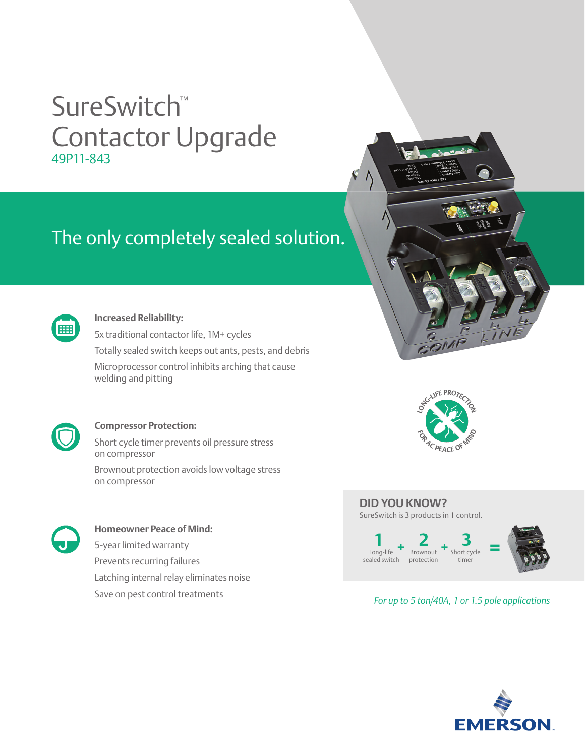# SureSwitch™ Contactor Upgrade

49P11-843

## The only completely sealed solution.

### Increased Reliability:

5x traditional contactor life, 1M+ cycles

Totally sealed switch keeps out ants, pests, and debris

Microprocessor control inhibits arching that cause welding and pitting

### Compressor Protection:

Short cycle timer prevents oil pressure stress on compressor

Brownout protection avoids low voltage stress on compressor

### Homeowner Peace of Mind:

5-year limited warranty

Prevents recurring failures

Latching internal relay eliminates noise

Save on pest control treatments

LONG-LIFE PROTECTION FOR AC PEACE OF MIND

**DID YOU KNOW?**

SureSwitch is 3 products in 1 control.

1 Long-life sealed switch + 2 Brownout protection + 3 Short cycle timer =

*For up to 5 ton/40A, 1 or 1.5 pole applications*

EMERSON.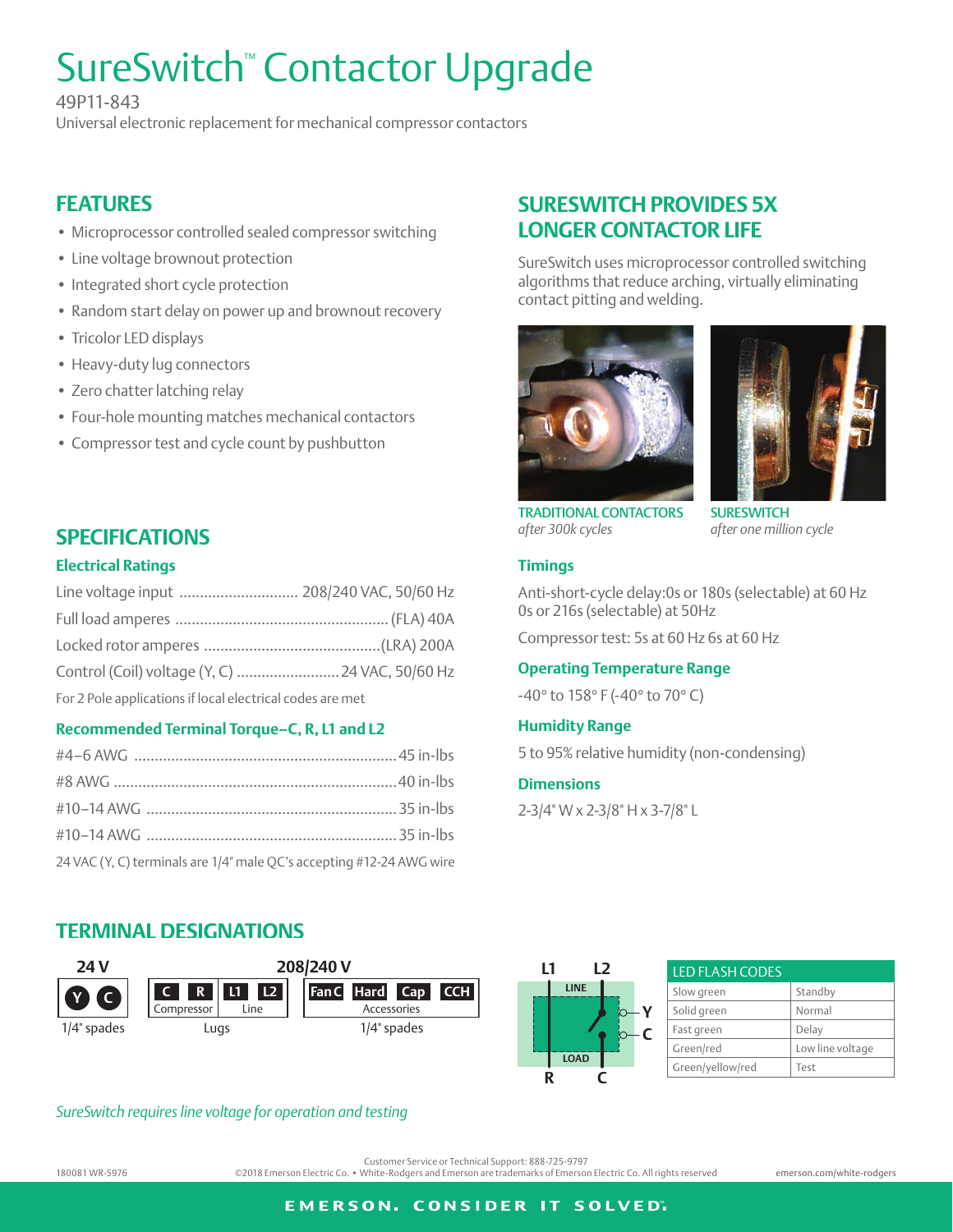// SureSwitch™ Contactor Upgrade

49P11-843

Universal electronic replacement for mechanical compressor contactors

## FEATURES

- Microprocessor controlled sealed compressor switching
- Line voltage brownout protection
- Integrated short cycle protection
- Random start delay on power up and brownout recovery
- Tricolor LED displays
- Heavy-duty lug connectors
- Zero chatter latching relay
- Four-hole mounting matches mechanical contactors
- Compressor test and cycle count by pushbutton

## SURESWITCH PROVIDES 5X LONGER CONTACTOR LIFE

SureSwitch uses microprocessor controlled switching algorithms that reduce arching, virtually eliminating contact pitting and welding.

TRADITIONAL CONTACTORS
*after 300k cycles*

SURESWITCH
*after one million cycle*

## SPECIFICATIONS

### Electrical Ratings

Line voltage input ............................ 208/240 VAC, 50/60 Hz

Full load amperes .................................................... (FLA) 40A

Locked rotor amperes ...........................................(LRA) 200A

Control (Coil) voltage (Y, C) ......................... 24 VAC, 50/60 Hz

For 2 Pole applications if local electrical codes are met

### Recommended Terminal Torque–C, R, L1 and L2

#4–6 AWG ................................................................ 45 in-lbs

#8 AWG ...................................................................... 40 in-lbs

#10–14 AWG ............................................................. 35 in-lbs

#10–14 AWG ............................................................. 35 in-lbs

24 VAC (Y, C) terminals are 1/4" male QC's accepting #12-24 AWG wire

### Timings

Anti-short-cycle delay:0s or 180s (selectable) at 60 Hz 0s or 216s (selectable) at 50Hz

Compressor test: 5s at 60 Hz 6s at 60 Hz

### Operating Temperature Range

-40° to 158° F (-40° to 70° C)

### Humidity Range

5 to 95% relative humidity (non-condensing)

### Dimensions

2-3/4" W x 2-3/8" H x 3-7/8" L

## TERMINAL DESIGNATIONS

24 V

Y C

1/4" spades

208/240 V

C R — Compressor

L1 L2 — Line

Lugs

Fan C Hard Cap CCH — Accessories

1/4" spades

L1 L2

LINE

Y

C

LOAD

R C

| LED FLASH CODES | |
|---|---|
| Slow green | Standby |
| Solid green | Normal |
| Fast green | Delay |
| Green/red | Low line voltage |
| Green/yellow/red | Test |

*SureSwitch requires line voltage for operation and testing*

180081 WR-5976

Customer Service or Technical Support: 888-725-9797

©2018 Emerson Electric Co. • White-Rodgers and Emerson are trademarks of Emerson Electric Co. All rights reserved

emerson.com/white-rodgers

EMERSON. CONSIDER IT SOLVED.